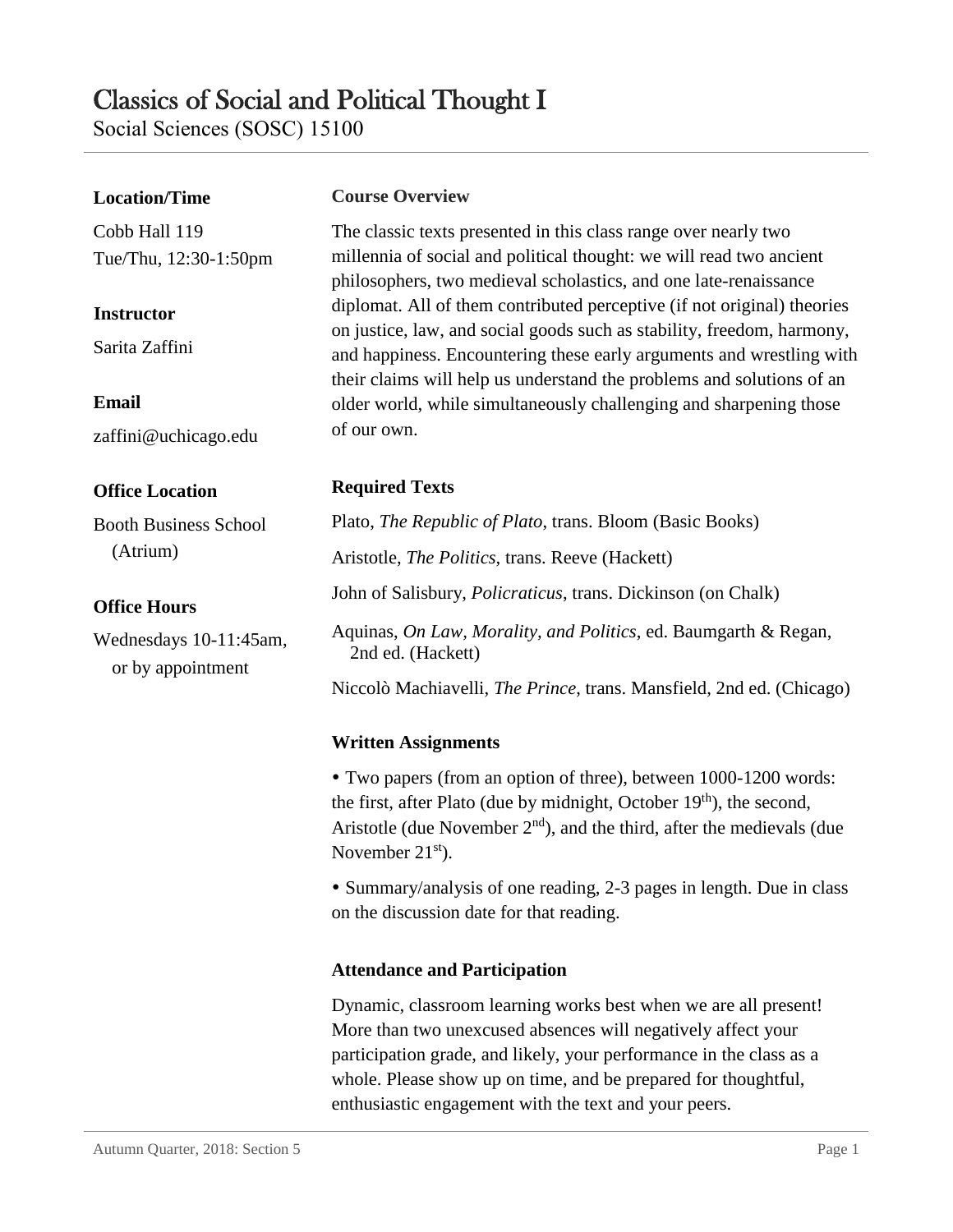# Classics of Social and Political Thought I

Social Sciences (SOSC) 15100

**Location/Time**

Cobb Hall 119
Tue/Thu, 12:30-1:50pm

**Instructor**

Sarita Zaffini

**Email**

zaffini@uchicago.edu

**Office Location**

Booth Business School (Atrium)

**Office Hours**

Wednesdays 10-11:45am, or by appointment

### Course Overview

The classic texts presented in this class range over nearly two millennia of social and political thought: we will read two ancient philosophers, two medieval scholastics, and one late-renaissance diplomat. All of them contributed perceptive (if not original) theories on justice, law, and social goods such as stability, freedom, harmony, and happiness. Encountering these early arguments and wrestling with their claims will help us understand the problems and solutions of an older world, while simultaneously challenging and sharpening those of our own.

### Required Texts

Plato, *The Republic of Plato*, trans. Bloom (Basic Books)

Aristotle, *The Politics*, trans. Reeve (Hackett)

John of Salisbury, *Policraticus*, trans. Dickinson (on Chalk)

Aquinas, *On Law, Morality, and Politics*, ed. Baumgarth & Regan, 2nd ed. (Hackett)

Niccolò Machiavelli, *The Prince*, trans. Mansfield, 2nd ed. (Chicago)

### Written Assignments

- Two papers (from an option of three), between 1000-1200 words: the first, after Plato (due by midnight, October 19th), the second, Aristotle (due November 2nd), and the third, after the medievals (due November 21st).
- Summary/analysis of one reading, 2-3 pages in length. Due in class on the discussion date for that reading.

### Attendance and Participation

Dynamic, classroom learning works best when we are all present! More than two unexcused absences will negatively affect your participation grade, and likely, your performance in the class as a whole. Please show up on time, and be prepared for thoughtful, enthusiastic engagement with the text and your peers.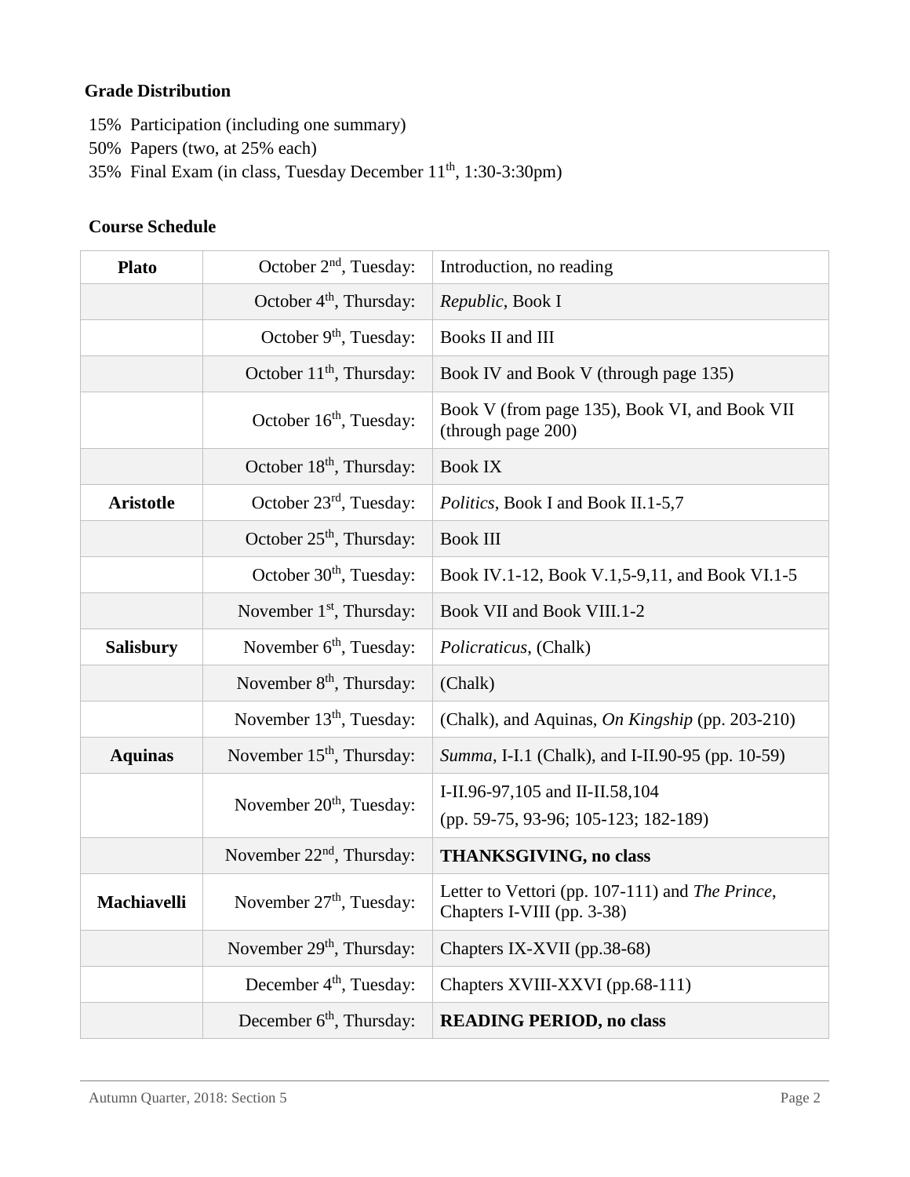### Grade Distribution

15% Participation (including one summary)
50% Papers (two, at 25% each)
35% Final Exam (in class, Tuesday December 11th, 1:30-3:30pm)

### Course Schedule

| | | |
|---|---|---|
| **Plato** | October 2nd, Tuesday: | Introduction, no reading |
| | October 4th, Thursday: | *Republic*, Book I |
| | October 9th, Tuesday: | Books II and III |
| | October 11th, Thursday: | Book IV and Book V (through page 135) |
| | October 16th, Tuesday: | Book V (from page 135), Book VI, and Book VII (through page 200) |
| | October 18th, Thursday: | Book IX |
| **Aristotle** | October 23rd, Tuesday: | *Politics*, Book I and Book II.1-5,7 |
| | October 25th, Thursday: | Book III |
| | October 30th, Tuesday: | Book IV.1-12, Book V.1,5-9,11, and Book VI.1-5 |
| | November 1st, Thursday: | Book VII and Book VIII.1-2 |
| **Salisbury** | November 6th, Tuesday: | *Policraticus*, (Chalk) |
| | November 8th, Thursday: | (Chalk) |
| | November 13th, Tuesday: | (Chalk), and Aquinas, *On Kingship* (pp. 203-210) |
| **Aquinas** | November 15th, Thursday: | *Summa*, I-I.1 (Chalk), and I-II.90-95 (pp. 10-59) |
| | November 20th, Tuesday: | I-II.96-97,105 and II-II.58,104 (pp. 59-75, 93-96; 105-123; 182-189) |
| | November 22nd, Thursday: | **THANKSGIVING, no class** |
| **Machiavelli** | November 27th, Tuesday: | Letter to Vettori (pp. 107-111) and *The Prince*, Chapters I-VIII (pp. 3-38) |
| | November 29th, Thursday: | Chapters IX-XVII (pp.38-68) |
| | December 4th, Tuesday: | Chapters XVIII-XXVI (pp.68-111) |
| | December 6th, Thursday: | **READING PERIOD, no class** |